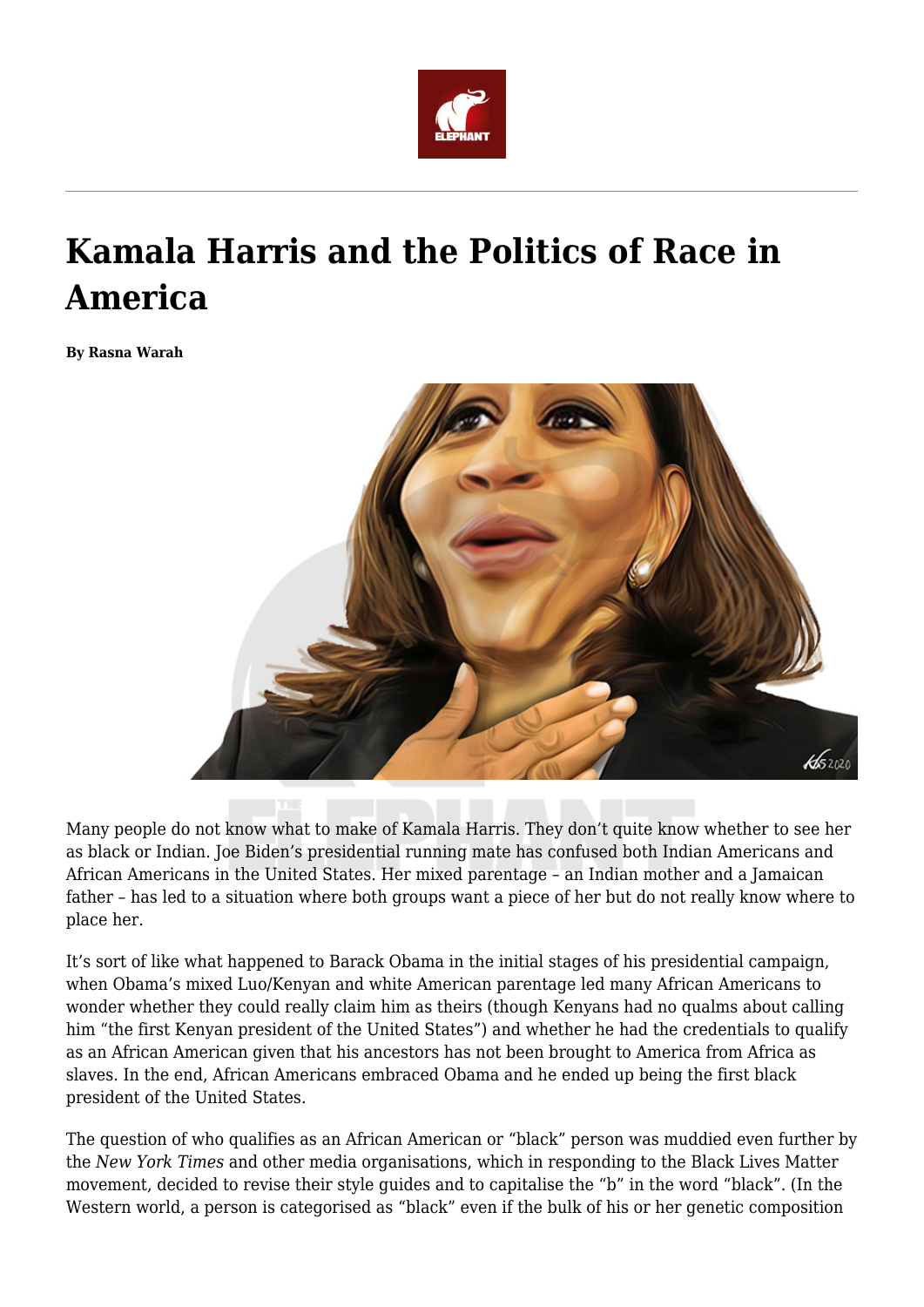# Kamala Harris and the Politics of Race in America

**By Rasna Warah**

Many people do not know what to make of Kamala Harris. They don't quite know whether to see her as black or Indian. Joe Biden's presidential running mate has confused both Indian Americans and African Americans in the United States. Her mixed parentage – an Indian mother and a Jamaican father – has led to a situation where both groups want a piece of her but do not really know where to place her.

It's sort of like what happened to Barack Obama in the initial stages of his presidential campaign, when Obama's mixed Luo/Kenyan and white American parentage led many African Americans to wonder whether they could really claim him as theirs (though Kenyans had no qualms about calling him "the first Kenyan president of the United States") and whether he had the credentials to qualify as an African American given that his ancestors has not been brought to America from Africa as slaves. In the end, African Americans embraced Obama and he ended up being the first black president of the United States.

The question of who qualifies as an African American or "black" person was muddied even further by the *New York Times* and other media organisations, which in responding to the Black Lives Matter movement, decided to revise their style guides and to capitalise the "b" in the word "black". (In the Western world, a person is categorised as "black" even if the bulk of his or her genetic composition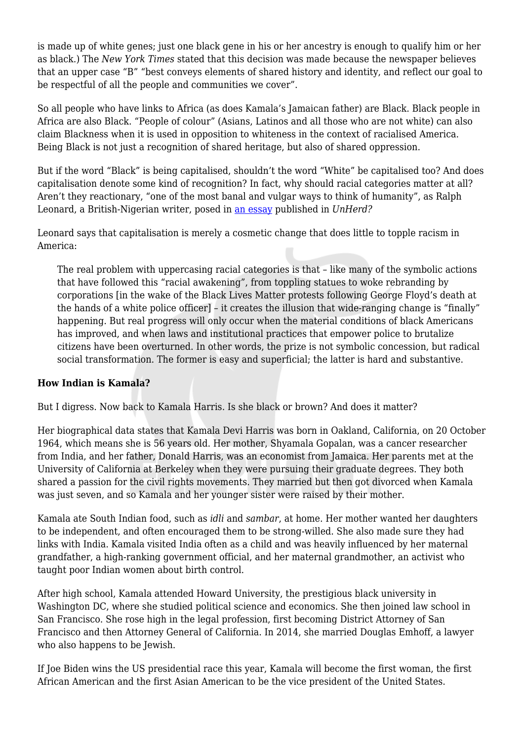is made up of white genes; just one black gene in his or her ancestry is enough to qualify him or her as black.) The *New York Times* stated that this decision was made because the newspaper believes that an upper case "B" "best conveys elements of shared history and identity, and reflect our goal to be respectful of all the people and communities we cover".

So all people who have links to Africa (as does Kamala's Jamaican father) are Black. Black people in Africa are also Black. "People of colour" (Asians, Latinos and all those who are not white) can also claim Blackness when it is used in opposition to whiteness in the context of racialised America. Being Black is not just a recognition of shared heritage, but also of shared oppression.

But if the word "Black" is being capitalised, shouldn't the word "White" be capitalised too? And does capitalisation denote some kind of recognition? In fact, why should racial categories matter at all? Aren't they reactionary, "one of the most banal and vulgar ways to think of humanity", as Ralph Leonard, a British-Nigerian writer, posed in an essay published in *UnHerd?*

Leonard says that capitalisation is merely a cosmetic change that does little to topple racism in America:

> The real problem with uppercasing racial categories is that – like many of the symbolic actions that have followed this "racial awakening", from toppling statues to woke rebranding by corporations [in the wake of the Black Lives Matter protests following George Floyd's death at the hands of a white police officer] – it creates the illusion that wide-ranging change is "finally" happening. But real progress will only occur when the material conditions of black Americans has improved, and when laws and institutional practices that empower police to brutalize citizens have been overturned. In other words, the prize is not symbolic concession, but radical social transformation. The former is easy and superficial; the latter is hard and substantive.

**How Indian is Kamala?**

But I digress. Now back to Kamala Harris. Is she black or brown? And does it matter?

Her biographical data states that Kamala Devi Harris was born in Oakland, California, on 20 October 1964, which means she is 56 years old. Her mother, Shyamala Gopalan, was a cancer researcher from India, and her father, Donald Harris, was an economist from Jamaica. Her parents met at the University of California at Berkeley when they were pursuing their graduate degrees. They both shared a passion for the civil rights movements. They married but then got divorced when Kamala was just seven, and so Kamala and her younger sister were raised by their mother.

Kamala ate South Indian food, such as *idli* and *sambar*, at home. Her mother wanted her daughters to be independent, and often encouraged them to be strong-willed. She also made sure they had links with India. Kamala visited India often as a child and was heavily influenced by her maternal grandfather, a high-ranking government official, and her maternal grandmother, an activist who taught poor Indian women about birth control.

After high school, Kamala attended Howard University, the prestigious black university in Washington DC, where she studied political science and economics. She then joined law school in San Francisco. She rose high in the legal profession, first becoming District Attorney of San Francisco and then Attorney General of California. In 2014, she married Douglas Emhoff, a lawyer who also happens to be Jewish.

If Joe Biden wins the US presidential race this year, Kamala will become the first woman, the first African American and the first Asian American to be the vice president of the United States.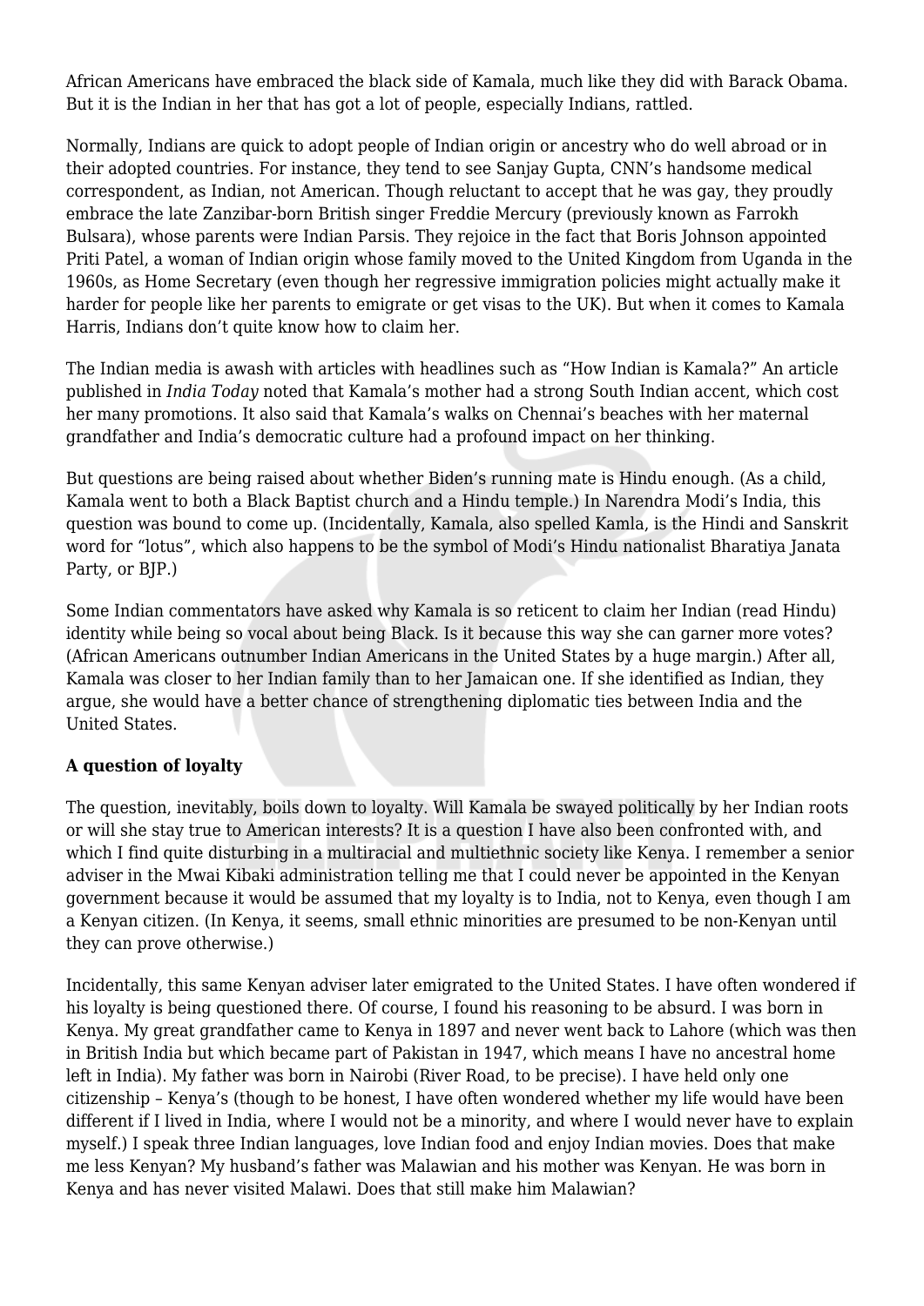African Americans have embraced the black side of Kamala, much like they did with Barack Obama. But it is the Indian in her that has got a lot of people, especially Indians, rattled.

Normally, Indians are quick to adopt people of Indian origin or ancestry who do well abroad or in their adopted countries. For instance, they tend to see Sanjay Gupta, CNN's handsome medical correspondent, as Indian, not American. Though reluctant to accept that he was gay, they proudly embrace the late Zanzibar-born British singer Freddie Mercury (previously known as Farrokh Bulsara), whose parents were Indian Parsis. They rejoice in the fact that Boris Johnson appointed Priti Patel, a woman of Indian origin whose family moved to the United Kingdom from Uganda in the 1960s, as Home Secretary (even though her regressive immigration policies might actually make it harder for people like her parents to emigrate or get visas to the UK). But when it comes to Kamala Harris, Indians don't quite know how to claim her.

The Indian media is awash with articles with headlines such as "How Indian is Kamala?" An article published in *India Today* noted that Kamala's mother had a strong South Indian accent, which cost her many promotions. It also said that Kamala's walks on Chennai's beaches with her maternal grandfather and India's democratic culture had a profound impact on her thinking.

But questions are being raised about whether Biden's running mate is Hindu enough. (As a child, Kamala went to both a Black Baptist church and a Hindu temple.) In Narendra Modi's India, this question was bound to come up. (Incidentally, Kamala, also spelled Kamla, is the Hindi and Sanskrit word for "lotus", which also happens to be the symbol of Modi's Hindu nationalist Bharatiya Janata Party, or BJP.)

Some Indian commentators have asked why Kamala is so reticent to claim her Indian (read Hindu) identity while being so vocal about being Black. Is it because this way she can garner more votes? (African Americans outnumber Indian Americans in the United States by a huge margin.) After all, Kamala was closer to her Indian family than to her Jamaican one. If she identified as Indian, they argue, she would have a better chance of strengthening diplomatic ties between India and the United States.

**A question of loyalty**

The question, inevitably, boils down to loyalty. Will Kamala be swayed politically by her Indian roots or will she stay true to American interests? It is a question I have also been confronted with, and which I find quite disturbing in a multiracial and multiethnic society like Kenya. I remember a senior adviser in the Mwai Kibaki administration telling me that I could never be appointed in the Kenyan government because it would be assumed that my loyalty is to India, not to Kenya, even though I am a Kenyan citizen. (In Kenya, it seems, small ethnic minorities are presumed to be non-Kenyan until they can prove otherwise.)

Incidentally, this same Kenyan adviser later emigrated to the United States. I have often wondered if his loyalty is being questioned there. Of course, I found his reasoning to be absurd. I was born in Kenya. My great grandfather came to Kenya in 1897 and never went back to Lahore (which was then in British India but which became part of Pakistan in 1947, which means I have no ancestral home left in India). My father was born in Nairobi (River Road, to be precise). I have held only one citizenship – Kenya's (though to be honest, I have often wondered whether my life would have been different if I lived in India, where I would not be a minority, and where I would never have to explain myself.) I speak three Indian languages, love Indian food and enjoy Indian movies. Does that make me less Kenyan? My husband's father was Malawian and his mother was Kenyan. He was born in Kenya and has never visited Malawi. Does that still make him Malawian?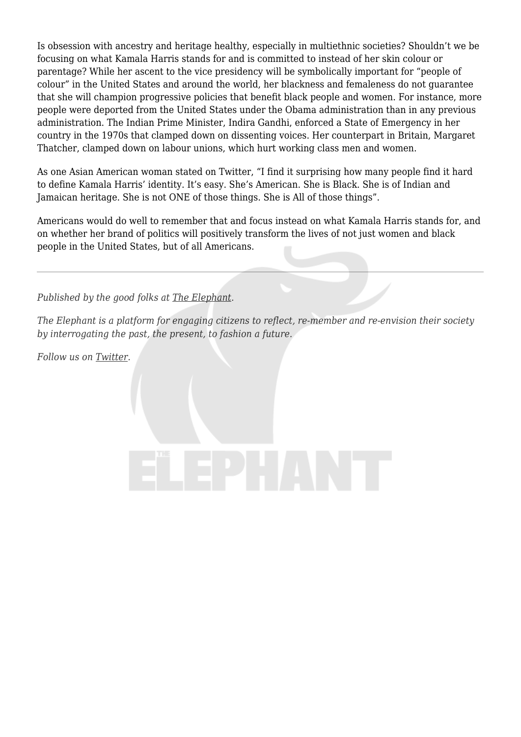Is obsession with ancestry and heritage healthy, especially in multiethnic societies? Shouldn't we be focusing on what Kamala Harris stands for and is committed to instead of her skin colour or parentage? While her ascent to the vice presidency will be symbolically important for "people of colour" in the United States and around the world, her blackness and femaleness do not guarantee that she will champion progressive policies that benefit black people and women. For instance, more people were deported from the United States under the Obama administration than in any previous administration. The Indian Prime Minister, Indira Gandhi, enforced a State of Emergency in her country in the 1970s that clamped down on dissenting voices. Her counterpart in Britain, Margaret Thatcher, clamped down on labour unions, which hurt working class men and women.

As one Asian American woman stated on Twitter, "I find it surprising how many people find it hard to define Kamala Harris' identity. It's easy. She's American. She is Black. She is of Indian and Jamaican heritage. She is not ONE of those things. She is All of those things".

Americans would do well to remember that and focus instead on what Kamala Harris stands for, and on whether her brand of politics will positively transform the lives of not just women and black people in the United States, but of all Americans.

---

*Published by the good folks at The Elephant.*

*The Elephant is a platform for engaging citizens to reflect, re-member and re-envision their society by interrogating the past, the present, to fashion a future.*

*Follow us on Twitter.*